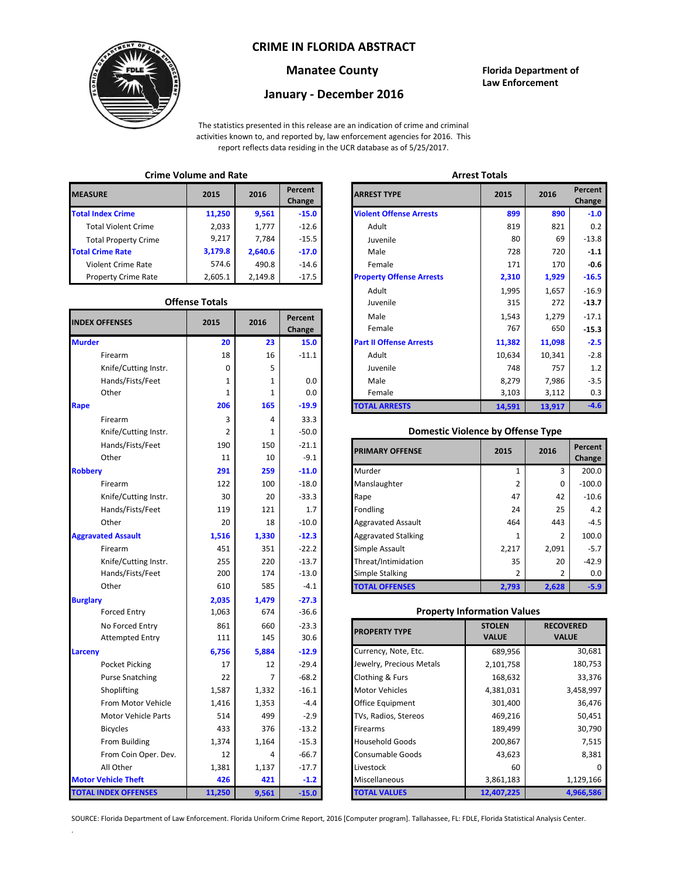# CRIME IN FLORIDA ABSTRACT

## Manatee County

## January - December 2016

**Florida Department of Law Enforcement**

The statistics presented in this release are an indication of crime and criminal activities known to, and reported by, law enforcement agencies for 2016. This report reflects data residing in the UCR database as of 5/25/2017.

### Crime Volume and Rate

| MEASURE | 2015 | 2016 | Percent Change |
|---|---|---|---|
| **Total Index Crime** | **11,250** | **9,561** | **-15.0** |
| Total Violent Crime | 2,033 | 1,777 | -12.6 |
| Total Property Crime | 9,217 | 7,784 | -15.5 |
| **Total Crime Rate** | **3,179.8** | **2,640.6** | **-17.0** |
| Violent Crime Rate | 574.6 | 490.8 | -14.6 |
| Property Crime Rate | 2,605.1 | 2,149.8 | -17.5 |

### Offense Totals

| INDEX OFFENSES | 2015 | 2016 | Percent Change |
|---|---|---|---|
| **Murder** | **20** | **23** | **15.0** |
| Firearm | 18 | 16 | -11.1 |
| Knife/Cutting Instr. | 0 | 5 | |
| Hands/Fists/Feet | 1 | 1 | 0.0 |
| Other | 1 | 1 | 0.0 |
| **Rape** | **206** | **165** | **-19.9** |
| Firearm | 3 | 4 | 33.3 |
| Knife/Cutting Instr. | 2 | 1 | -50.0 |
| Hands/Fists/Feet | 190 | 150 | -21.1 |
| Other | 11 | 10 | -9.1 |
| **Robbery** | **291** | **259** | **-11.0** |
| Firearm | 122 | 100 | -18.0 |
| Knife/Cutting Instr. | 30 | 20 | -33.3 |
| Hands/Fists/Feet | 119 | 121 | 1.7 |
| Other | 20 | 18 | -10.0 |
| **Aggravated Assault** | **1,516** | **1,330** | **-12.3** |
| Firearm | 451 | 351 | -22.2 |
| Knife/Cutting Instr. | 255 | 220 | -13.7 |
| Hands/Fists/Feet | 200 | 174 | -13.0 |
| Other | 610 | 585 | -4.1 |
| **Burglary** | **2,035** | **1,479** | **-27.3** |
| Forced Entry | 1,063 | 674 | -36.6 |
| No Forced Entry | 861 | 660 | -23.3 |
| Attempted Entry | 111 | 145 | 30.6 |
| **Larceny** | **6,756** | **5,884** | **-12.9** |
| Pocket Picking | 17 | 12 | -29.4 |
| Purse Snatching | 22 | 7 | -68.2 |
| Shoplifting | 1,587 | 1,332 | -16.1 |
| From Motor Vehicle | 1,416 | 1,353 | -4.4 |
| Motor Vehicle Parts | 514 | 499 | -2.9 |
| Bicycles | 433 | 376 | -13.2 |
| From Building | 1,374 | 1,164 | -15.3 |
| From Coin Oper. Dev. | 12 | 4 | -66.7 |
| All Other | 1,381 | 1,137 | -17.7 |
| **Motor Vehicle Theft** | **426** | **421** | **-1.2** |
| **TOTAL INDEX OFFENSES** | **11,250** | **9,561** | **-15.0** |

### Arrest Totals

| ARREST TYPE | 2015 | 2016 | Percent Change |
|---|---|---|---|
| **Violent Offense Arrests** | **899** | **890** | **-1.0** |
| Adult | 819 | 821 | 0.2 |
| Juvenile | 80 | 69 | -13.8 |
| Male | 728 | 720 | -1.1 |
| Female | 171 | 170 | -0.6 |
| **Property Offense Arrests** | **2,310** | **1,929** | **-16.5** |
| Adult | 1,995 | 1,657 | -16.9 |
| Juvenile | 315 | 272 | -13.7 |
| Male | 1,543 | 1,279 | -17.1 |
| Female | 767 | 650 | -15.3 |
| **Part II Offense Arrests** | **11,382** | **11,098** | **-2.5** |
| Adult | 10,634 | 10,341 | -2.8 |
| Juvenile | 748 | 757 | 1.2 |
| Male | 8,279 | 7,986 | -3.5 |
| Female | 3,103 | 3,112 | 0.3 |
| **TOTAL ARRESTS** | **14,591** | **13,917** | **-4.6** |

### Domestic Violence by Offense Type

| PRIMARY OFFENSE | 2015 | 2016 | Percent Change |
|---|---|---|---|
| Murder | 1 | 3 | 200.0 |
| Manslaughter | 2 | 0 | -100.0 |
| Rape | 47 | 42 | -10.6 |
| Fondling | 24 | 25 | 4.2 |
| Aggravated Assault | 464 | 443 | -4.5 |
| Aggravated Stalking | 1 | 2 | 100.0 |
| Simple Assault | 2,217 | 2,091 | -5.7 |
| Threat/Intimidation | 35 | 20 | -42.9 |
| Simple Stalking | 2 | 2 | 0.0 |
| **TOTAL OFFENSES** | **2,793** | **2,628** | **-5.9** |

### Property Information Values

| PROPERTY TYPE | STOLEN VALUE | RECOVERED VALUE |
|---|---|---|
| Currency, Note, Etc. | 689,956 | 30,681 |
| Jewelry, Precious Metals | 2,101,758 | 180,753 |
| Clothing & Furs | 168,632 | 33,376 |
| Motor Vehicles | 4,381,031 | 3,458,997 |
| Office Equipment | 301,400 | 36,476 |
| TVs, Radios, Stereos | 469,216 | 50,451 |
| Firearms | 189,499 | 30,790 |
| Household Goods | 200,867 | 7,515 |
| Consumable Goods | 43,623 | 8,381 |
| Livestock | 60 | 0 |
| Miscellaneous | 3,861,183 | 1,129,166 |
| **TOTAL VALUES** | **12,407,225** | **4,966,586** |

SOURCE: Florida Department of Law Enforcement. Florida Uniform Crime Report, 2016 [Computer program]. Tallahassee, FL: FDLE, Florida Statistical Analysis Center.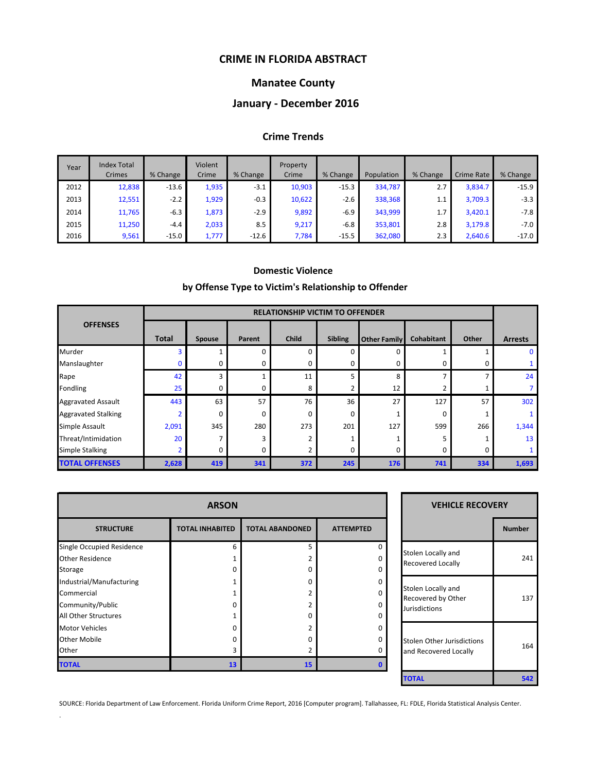# CRIME IN FLORIDA ABSTRACT

## Manatee County

## January - December 2016

### Crime Trends

| Year | Index Total Crimes | % Change | Violent Crime | % Change | Property Crime | % Change | Population | % Change | Crime Rate | % Change |
|---|---|---|---|---|---|---|---|---|---|---|
| 2012 | 12,838 | -13.6 | 1,935 | -3.1 | 10,903 | -15.3 | 334,787 | 2.7 | 3,834.7 | -15.9 |
| 2013 | 12,551 | -2.2 | 1,929 | -0.3 | 10,622 | -2.6 | 338,368 | 1.1 | 3,709.3 | -3.3 |
| 2014 | 11,765 | -6.3 | 1,873 | -2.9 | 9,892 | -6.9 | 343,999 | 1.7 | 3,420.1 | -7.8 |
| 2015 | 11,250 | -4.4 | 2,033 | 8.5 | 9,217 | -6.8 | 353,801 | 2.8 | 3,179.8 | -7.0 |
| 2016 | 9,561 | -15.0 | 1,777 | -12.6 | 7,784 | -15.5 | 362,080 | 2.3 | 2,640.6 | -17.0 |

### Domestic Violence

### by Offense Type to Victim's Relationship to Offender

| OFFENSES | RELATIONSHIP VICTIM TO OFFENDER | | | | | | | | Arrests |
|---|---|---|---|---|---|---|---|---|---|
| | Total | Spouse | Parent | Child | Sibling | Other Family | Cohabitant | Other | |
| Murder | 3 | 1 | 0 | 0 | 0 | 0 | 1 | 1 | 0 |
| Manslaughter | 0 | 0 | 0 | 0 | 0 | 0 | 0 | 0 | 1 |
| Rape | 42 | 3 | 1 | 11 | 5 | 8 | 7 | 7 | 24 |
| Fondling | 25 | 0 | 0 | 8 | 2 | 12 | 2 | 1 | 7 |
| Aggravated Assault | 443 | 63 | 57 | 76 | 36 | 27 | 127 | 57 | 302 |
| Aggravated Stalking | 2 | 0 | 0 | 0 | 0 | 1 | 0 | 1 | 1 |
| Simple Assault | 2,091 | 345 | 280 | 273 | 201 | 127 | 599 | 266 | 1,344 |
| Threat/Intimidation | 20 | 7 | 3 | 2 | 1 | 1 | 5 | 1 | 13 |
| Simple Stalking | 2 | 0 | 0 | 2 | 0 | 0 | 0 | 0 | 1 |
| **TOTAL OFFENSES** | **2,628** | **419** | **341** | **372** | **245** | **176** | **741** | **334** | **1,693** |

| ARSON | | | |
|---|---|---|---|
| STRUCTURE | TOTAL INHABITED | TOTAL ABANDONED | ATTEMPTED |
| Single Occupied Residence | 6 | 5 | 0 |
| Other Residence | 1 | 2 | 0 |
| Storage | 0 | 0 | 0 |
| Industrial/Manufacturing | 1 | 0 | 0 |
| Commercial | 1 | 2 | 0 |
| Community/Public | 0 | 2 | 0 |
| All Other Structures | 1 | 0 | 0 |
| Motor Vehicles | 0 | 2 | 0 |
| Other Mobile | 0 | 0 | 0 |
| Other | 3 | 2 | 0 |
| **TOTAL** | **13** | **15** | **0** |

| VEHICLE RECOVERY | |
|---|---|
| | Number |
| Stolen Locally and Recovered Locally | 241 |
| Stolen Locally and Recovered by Other Jurisdictions | 137 |
| Stolen Other Jurisdictions and Recovered Locally | 164 |
| **TOTAL** | **542** |

SOURCE: Florida Department of Law Enforcement. Florida Uniform Crime Report, 2016 [Computer program]. Tallahassee, FL: FDLE, Florida Statistical Analysis Center.